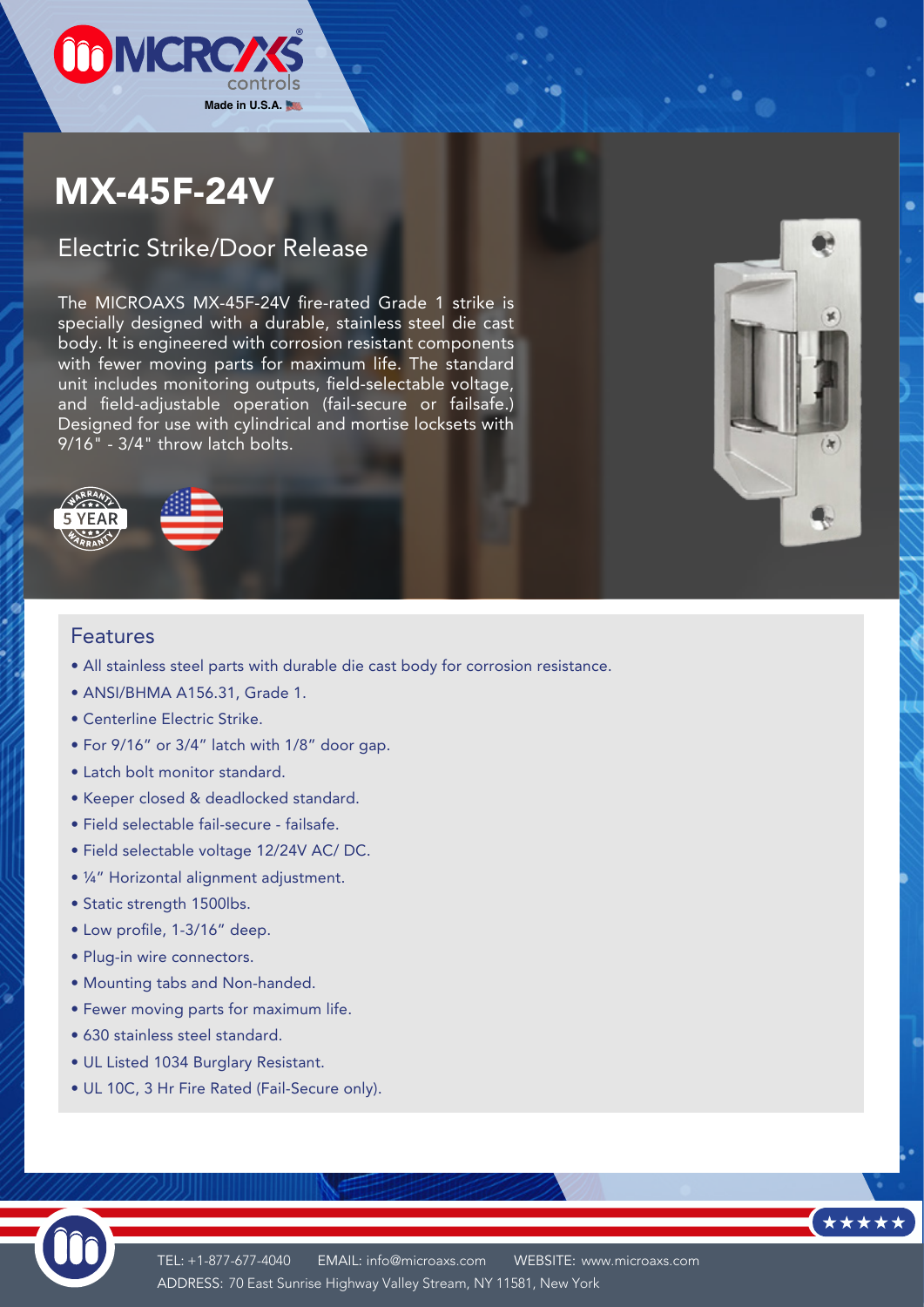MICROAXS controls

Made in U.S.A.

# MX-45F-24V

## Electric Strike/Door Release

The MICROAXS MX-45F-24V fire-rated Grade 1 strike is specially designed with a durable, stainless steel die cast body. It is engineered with corrosion resistant components with fewer moving parts for maximum life. The standard unit includes monitoring outputs, field-selectable voltage, and field-adjustable operation (fail-secure or failsafe.) Designed for use with cylindrical and mortise locksets with 9/16" - 3/4" throw latch bolts.

5 YEAR WARRANTY

## Features

- All stainless steel parts with durable die cast body for corrosion resistance.
- ANSI/BHMA A156.31, Grade 1.
- Centerline Electric Strike.
- For 9/16" or 3/4" latch with 1/8" door gap.
- Latch bolt monitor standard.
- Keeper closed & deadlocked standard.
- Field selectable fail-secure - failsafe.
- Field selectable voltage 12/24V AC/ DC.
- ¼" Horizontal alignment adjustment.
- Static strength 1500lbs.
- Low profile, 1-3/16" deep.
- Plug-in wire connectors.
- Mounting tabs and Non-handed.
- Fewer moving parts for maximum life.
- 630 stainless steel standard.
- UL Listed 1034 Burglary Resistant.
- UL 10C, 3 Hr Fire Rated (Fail-Secure only).

TEL: +1-877-677-4040 EMAIL: info@microaxs.com WEBSITE: www.microaxs.com

ADDRESS: 70 East Sunrise Highway Valley Stream, NY 11581, New York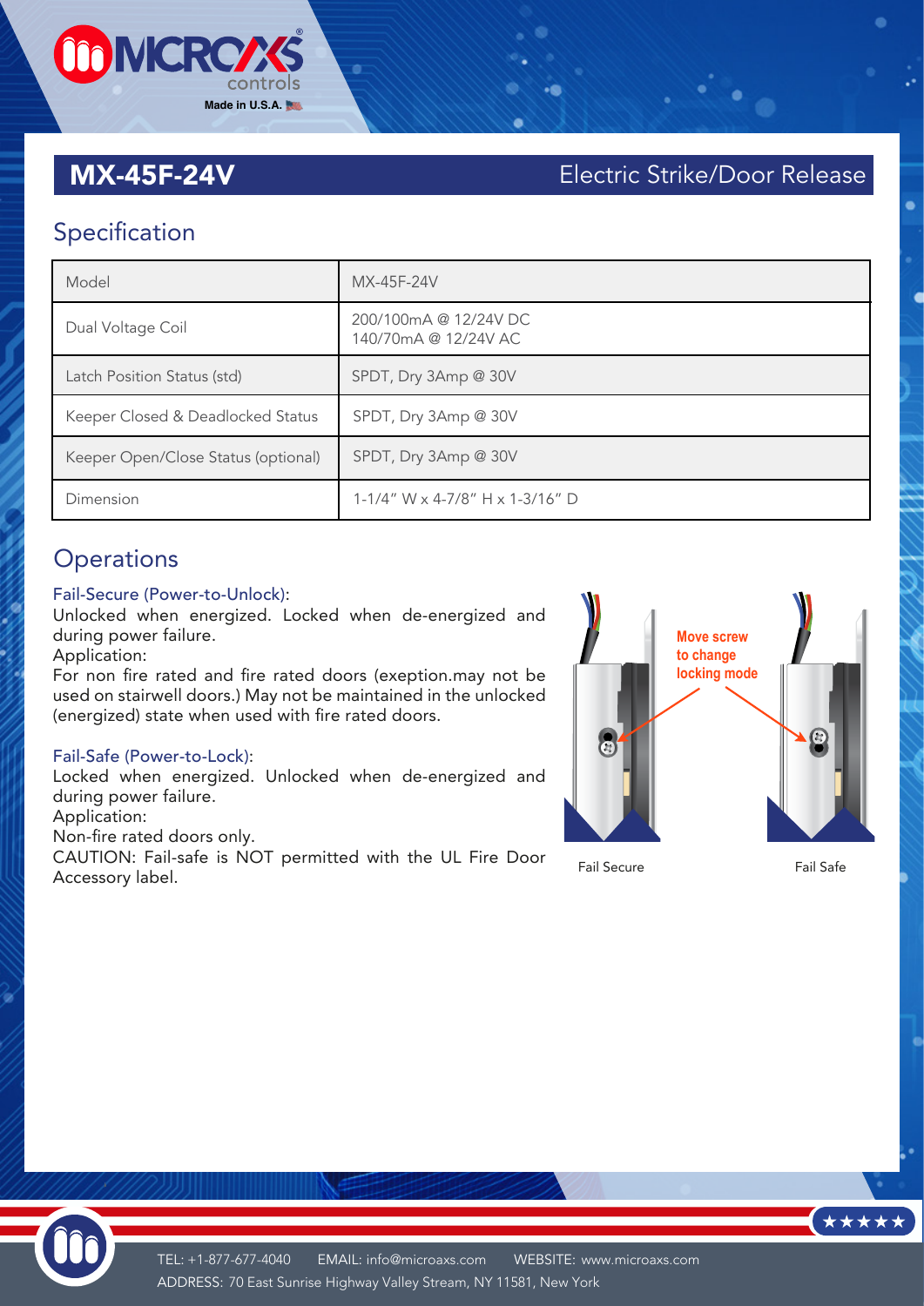## MX-45F-24V — Electric Strike/Door Release

### Specification

| | |
|---|---|
| Model | MX-45F-24V |
| Dual Voltage Coil | 200/100mA @ 12/24V DC<br>140/70mA @ 12/24V AC |
| Latch Position Status (std) | SPDT, Dry 3Amp @ 30V |
| Keeper Closed & Deadlocked Status | SPDT, Dry 3Amp @ 30V |
| Keeper Open/Close Status (optional) | SPDT, Dry 3Amp @ 30V |
| Dimension | 1-1/4" W x 4-7/8" H x 1-3/16" D |

### Operations

**Fail-Secure (Power-to-Unlock):**
Unlocked when energized. Locked when de-energized and during power failure.
Application:
For non fire rated and fire rated doors (exeption.may not be used on stairwell doors.) May not be maintained in the unlocked (energized) state when used with fire rated doors.

**Fail-Safe (Power-to-Lock):**
Locked when energized. Unlocked when de-energized and during power failure.
Application:
Non-fire rated doors only.
CAUTION: Fail-safe is NOT permitted with the UL Fire Door Accessory label.

Move screw to change locking mode

Fail Secure

Fail Safe

TEL: +1-877-677-4040 EMAIL: info@microaxs.com WEBSITE: www.microaxs.com
ADDRESS: 70 East Sunrise Highway Valley Stream, NY 11581, New York